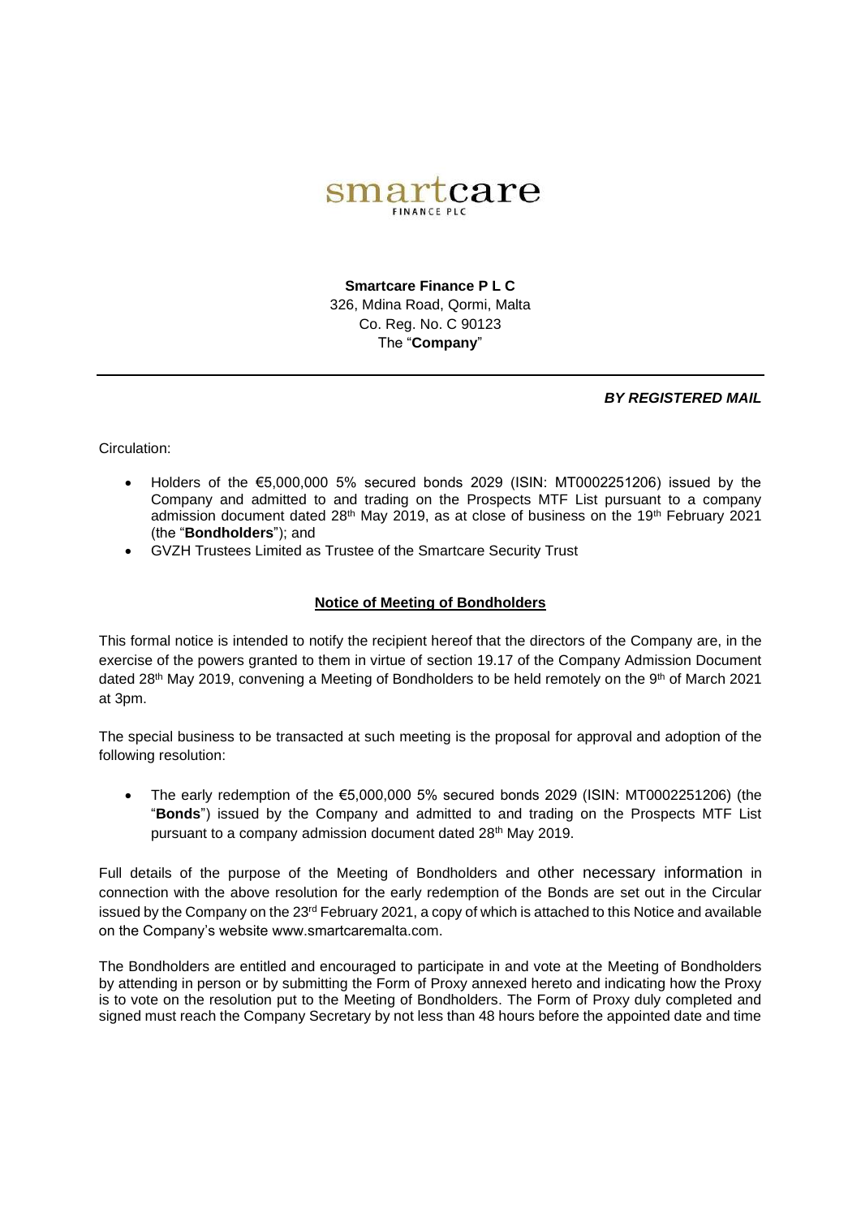smartcare
FINANCE PLC

**Smartcare Finance P L C**
326, Mdina Road, Qormi, Malta
Co. Reg. No. C 90123
The "**Company**"

***BY REGISTERED MAIL***

Circulation:

- Holders of the €5,000,000 5% secured bonds 2029 (ISIN: MT0002251206) issued by the Company and admitted to and trading on the Prospects MTF List pursuant to a company admission document dated 28th May 2019, as at close of business on the 19th February 2021 (the "**Bondholders**"); and
- GVZH Trustees Limited as Trustee of the Smartcare Security Trust

## Notice of Meeting of Bondholders

This formal notice is intended to notify the recipient hereof that the directors of the Company are, in the exercise of the powers granted to them in virtue of section 19.17 of the Company Admission Document dated 28th May 2019, convening a Meeting of Bondholders to be held remotely on the 9th of March 2021 at 3pm.

The special business to be transacted at such meeting is the proposal for approval and adoption of the following resolution:

- The early redemption of the €5,000,000 5% secured bonds 2029 (ISIN: MT0002251206) (the "**Bonds**") issued by the Company and admitted to and trading on the Prospects MTF List pursuant to a company admission document dated 28th May 2019.

Full details of the purpose of the Meeting of Bondholders and other necessary information in connection with the above resolution for the early redemption of the Bonds are set out in the Circular issued by the Company on the 23rd February 2021, a copy of which is attached to this Notice and available on the Company's website www.smartcaremalta.com.

The Bondholders are entitled and encouraged to participate in and vote at the Meeting of Bondholders by attending in person or by submitting the Form of Proxy annexed hereto and indicating how the Proxy is to vote on the resolution put to the Meeting of Bondholders. The Form of Proxy duly completed and signed must reach the Company Secretary by not less than 48 hours before the appointed date and time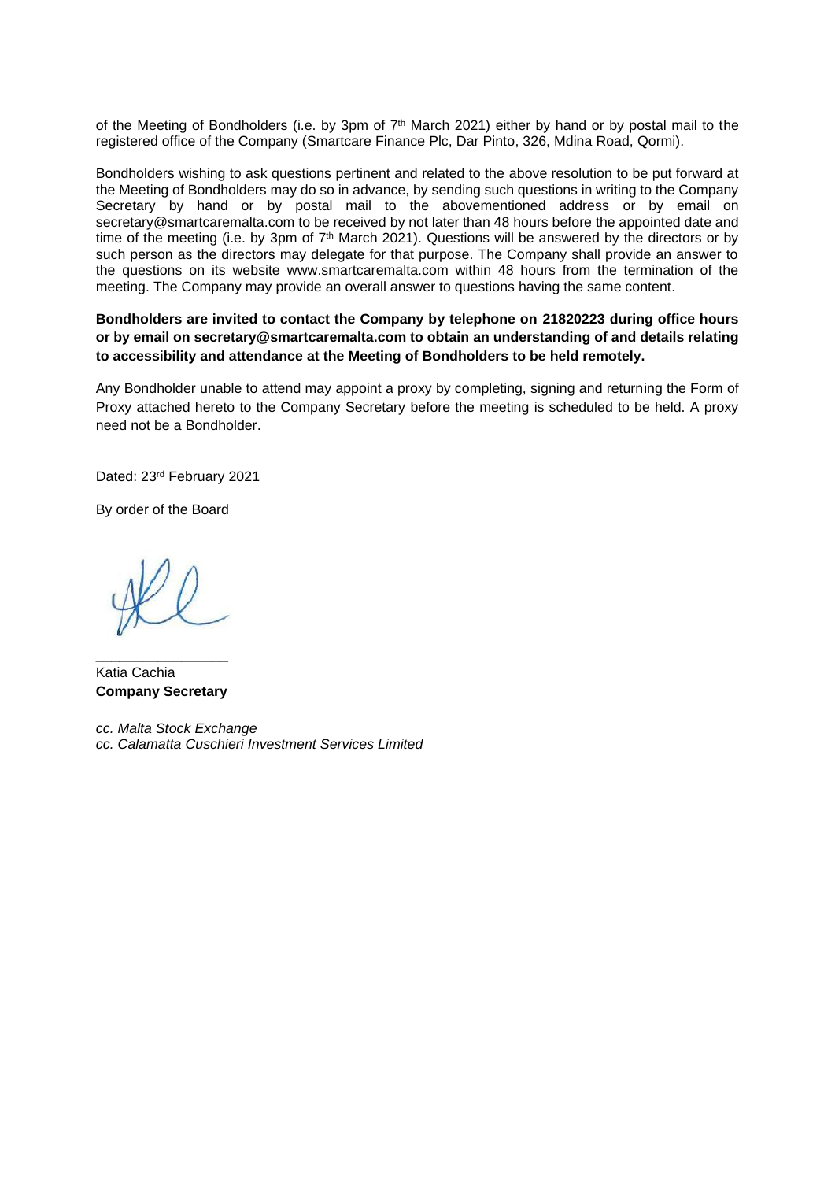of the Meeting of Bondholders (i.e. by 3pm of 7th March 2021) either by hand or by postal mail to the registered office of the Company (Smartcare Finance Plc, Dar Pinto, 326, Mdina Road, Qormi).

Bondholders wishing to ask questions pertinent and related to the above resolution to be put forward at the Meeting of Bondholders may do so in advance, by sending such questions in writing to the Company Secretary by hand or by postal mail to the abovementioned address or by email on secretary@smartcaremalta.com to be received by not later than 48 hours before the appointed date and time of the meeting (i.e. by 3pm of 7th March 2021). Questions will be answered by the directors or by such person as the directors may delegate for that purpose. The Company shall provide an answer to the questions on its website www.smartcaremalta.com within 48 hours from the termination of the meeting. The Company may provide an overall answer to questions having the same content.

**Bondholders are invited to contact the Company by telephone on 21820223 during office hours or by email on secretary@smartcaremalta.com to obtain an understanding of and details relating to accessibility and attendance at the Meeting of Bondholders to be held remotely.**

Any Bondholder unable to attend may appoint a proxy by completing, signing and returning the Form of Proxy attached hereto to the Company Secretary before the meeting is scheduled to be held. A proxy need not be a Bondholder.

Dated: 23rd February 2021

By order of the Board

_________________

Katia Cachia
**Company Secretary**

*cc. Malta Stock Exchange*
*cc. Calamatta Cuschieri Investment Services Limited*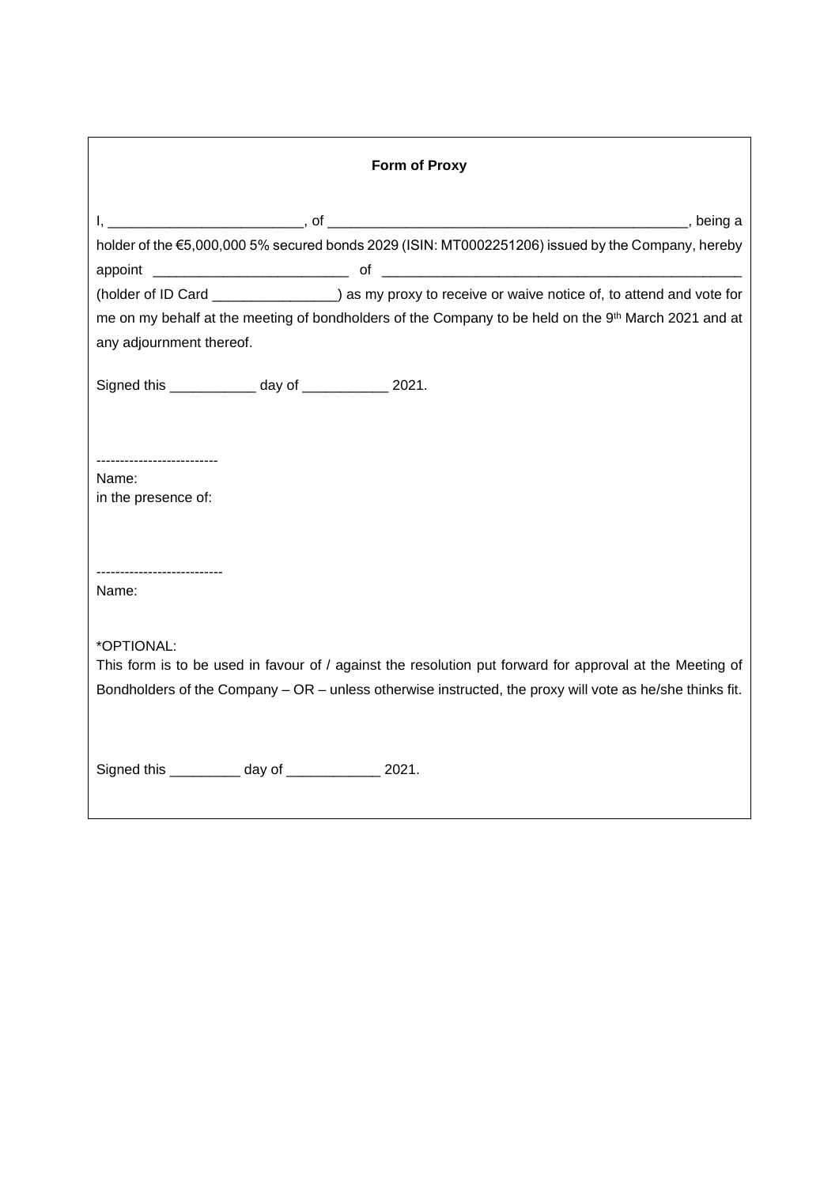**Form of Proxy**

I, _________________________, of _______________________________________________, being a holder of the €5,000,000 5% secured bonds 2029 (ISIN: MT0002251206) issued by the Company, hereby appoint _________________________ of _______________________________________________ (holder of ID Card ________________) as my proxy to receive or waive notice of, to attend and vote for me on my behalf at the meeting of bondholders of the Company to be held on the 9th March 2021 and at any adjournment thereof.

Signed this ___________ day of ___________ 2021.

-------------------------
Name:
in the presence of:

--------------------------
Name:

*OPTIONAL:
This form is to be used in favour of / against the resolution put forward for approval at the Meeting of Bondholders of the Company – OR – unless otherwise instructed, the proxy will vote as he/she thinks fit.

Signed this _________ day of ____________ 2021.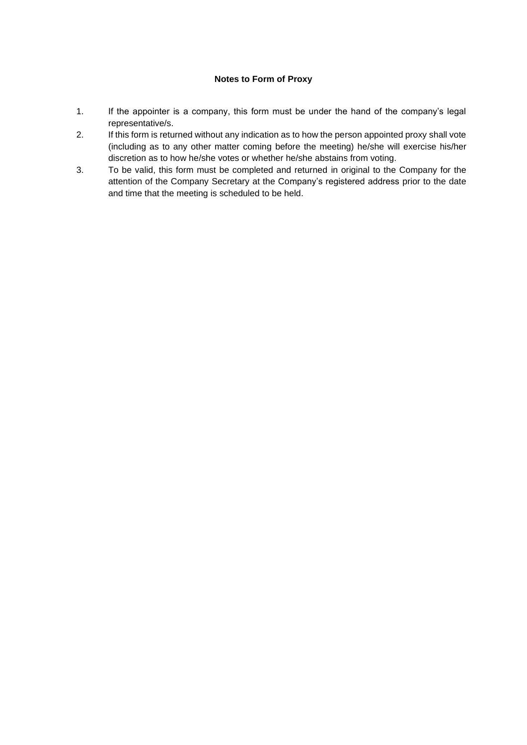**Notes to Form of Proxy**

1. If the appointer is a company, this form must be under the hand of the company's legal representative/s.
2. If this form is returned without any indication as to how the person appointed proxy shall vote (including as to any other matter coming before the meeting) he/she will exercise his/her discretion as to how he/she votes or whether he/she abstains from voting.
3. To be valid, this form must be completed and returned in original to the Company for the attention of the Company Secretary at the Company's registered address prior to the date and time that the meeting is scheduled to be held.